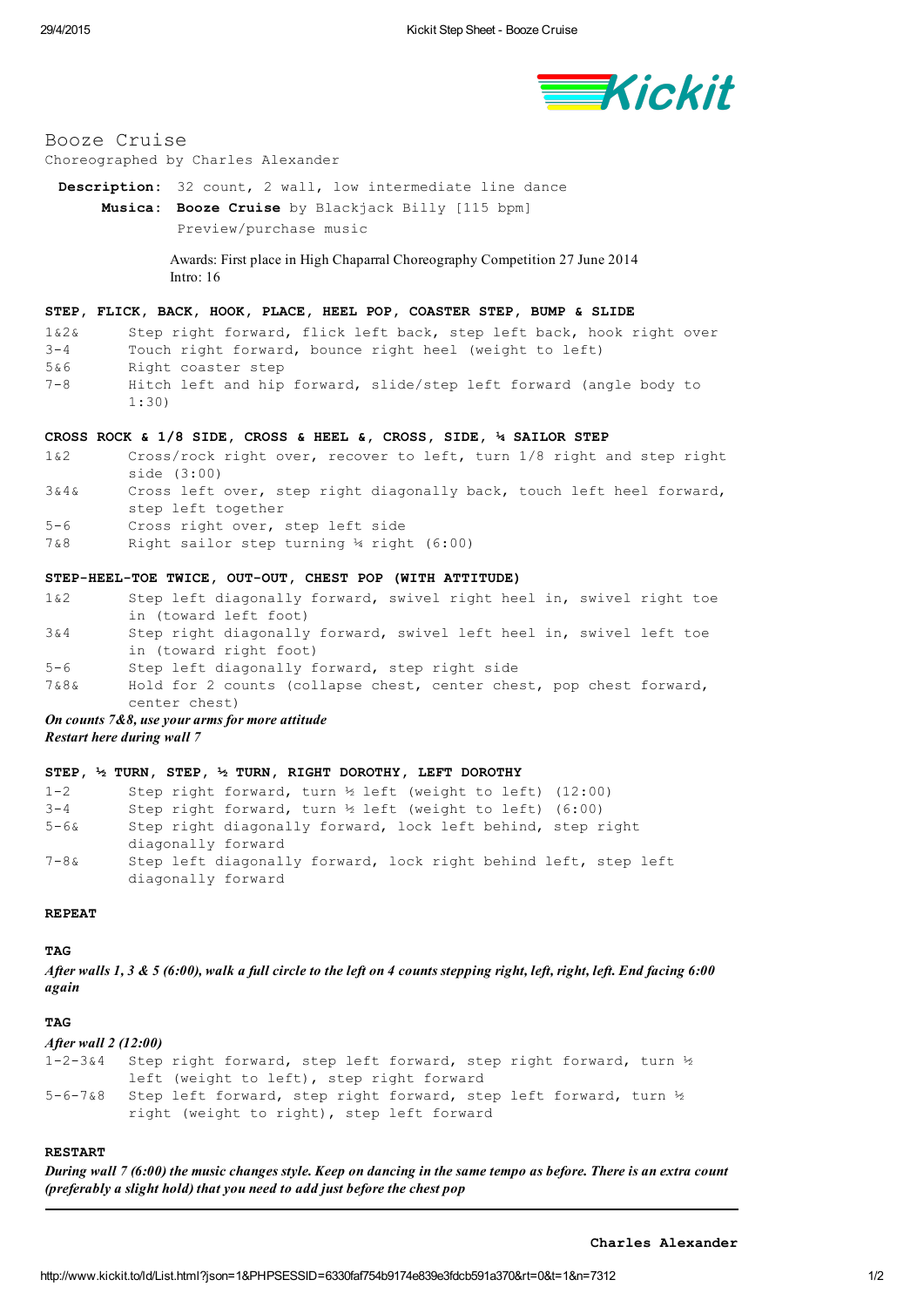# Booze Cruise

Choreographed by Charles Alexander

**Description:** 32 count, 2 wall, low intermediate line dance

**Musica:** **Booze Cruise** by Blackjack Billy [115 bpm]

Preview/purchase music

Awards: First place in High Chaparral Choreography Competition 27 June 2014

Intro: 16

**STEP, FLICK, BACK, HOOK, PLACE, HEEL POP, COASTER STEP, BUMP & SLIDE**

| | |
|---|---|
| 1&2& | Step right forward, flick left back, step left back, hook right over |
| 3-4 | Touch right forward, bounce right heel (weight to left) |
| 5&6 | Right coaster step |
| 7-8 | Hitch left and hip forward, slide/step left forward (angle body to 1:30) |

**CROSS ROCK & 1/8 SIDE, CROSS & HEEL &, CROSS, SIDE, ¼ SAILOR STEP**

| | |
|---|---|
| 1&2 | Cross/rock right over, recover to left, turn 1/8 right and step right side (3:00) |
| 3&4& | Cross left over, step right diagonally back, touch left heel forward, step left together |
| 5-6 | Cross right over, step left side |
| 7&8 | Right sailor step turning ¼ right (6:00) |

**STEP-HEEL-TOE TWICE, OUT-OUT, CHEST POP (WITH ATTITUDE)**

| | |
|---|---|
| 1&2 | Step left diagonally forward, swivel right heel in, swivel right toe in (toward left foot) |
| 3&4 | Step right diagonally forward, swivel left heel in, swivel left toe in (toward right foot) |
| 5-6 | Step left diagonally forward, step right side |
| 7&8& | Hold for 2 counts (collapse chest, center chest, pop chest forward, center chest) |

***On counts 7&8, use your arms for more attitude***

***Restart here during wall 7***

**STEP, ½ TURN, STEP, ½ TURN, RIGHT DOROTHY, LEFT DOROTHY**

| | |
|---|---|
| 1-2 | Step right forward, turn ½ left (weight to left) (12:00) |
| 3-4 | Step right forward, turn ½ left (weight to left) (6:00) |
| 5-6& | Step right diagonally forward, lock left behind, step right diagonally forward |
| 7-8& | Step left diagonally forward, lock right behind left, step left diagonally forward |

**REPEAT**

**TAG**

***After walls 1, 3 & 5 (6:00), walk a full circle to the left on 4 counts stepping right, left, right, left. End facing 6:00 again***

**TAG**

***After wall 2 (12:00)***

| | |
|---|---|
| 1-2-3&4 | Step right forward, step left forward, step right forward, turn ½ left (weight to left), step right forward |
| 5-6-7&8 | Step left forward, step right forward, step left forward, turn ½ right (weight to right), step left forward |

**RESTART**

***During wall 7 (6:00) the music changes style. Keep on dancing in the same tempo as before. There is an extra count (preferably a slight hold) that you need to add just before the chest pop***

---

**Charles Alexander**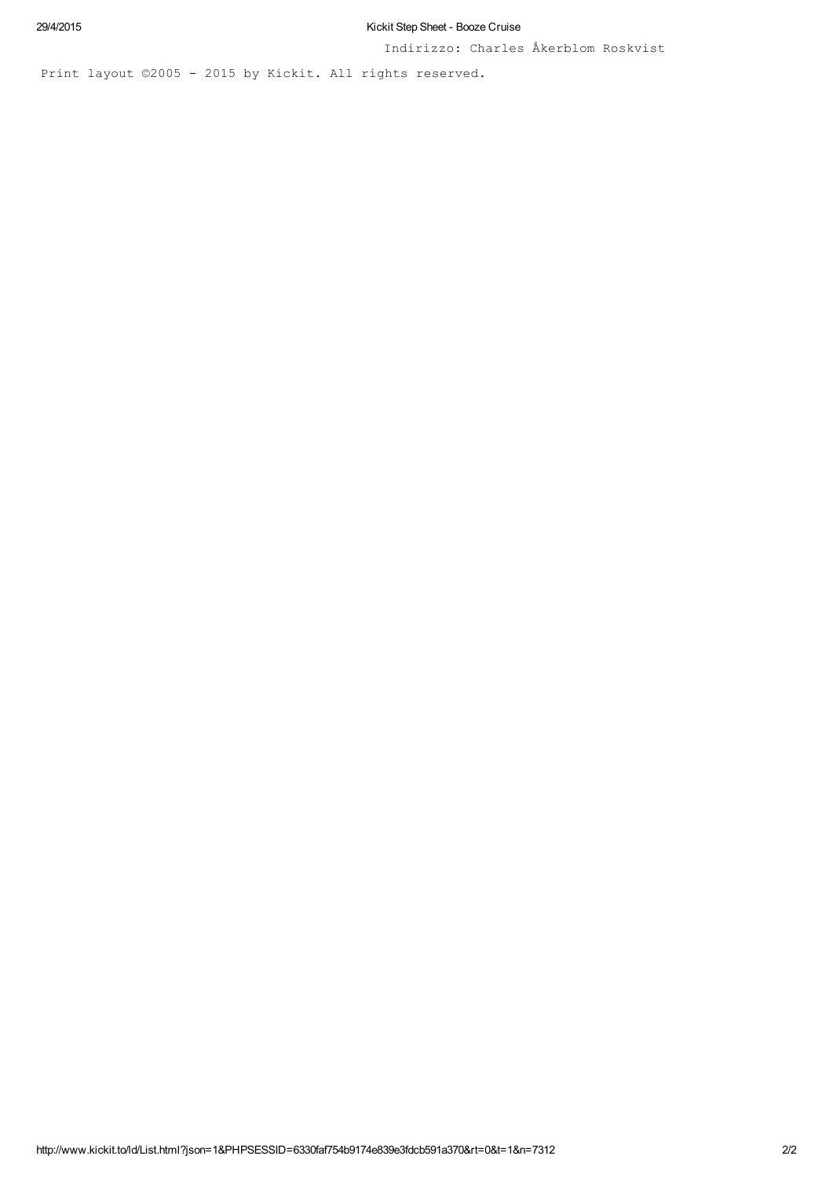Indirizzo: Charles Åkerblom Roskvist

Print layout ©2005 - 2015 by Kickit. All rights reserved.